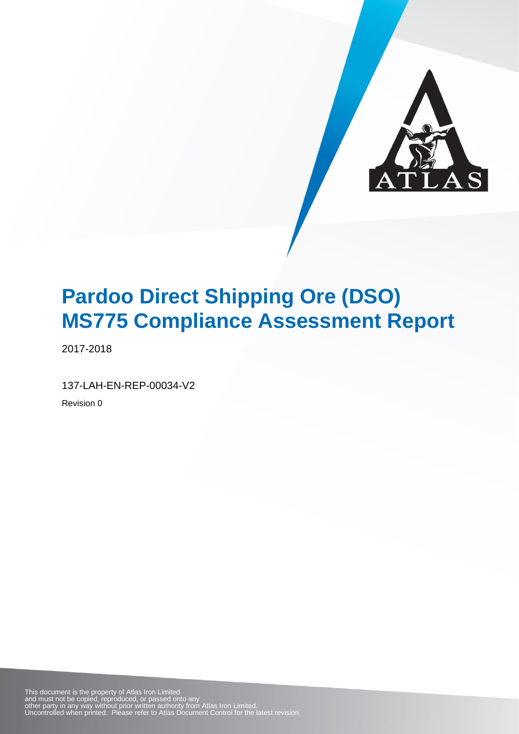# Pardoo Direct Shipping Ore (DSO) MS775 Compliance Assessment Report

2017-2018

137-LAH-EN-REP-00034-V2

Revision 0

This document is the property of Atlas Iron Limited and must not be copied, reproduced, or passed onto any other party in any way without prior written authority from Atlas Iron Limited. Uncontrolled when printed. Please refer to Atlas Document Control for the latest revision.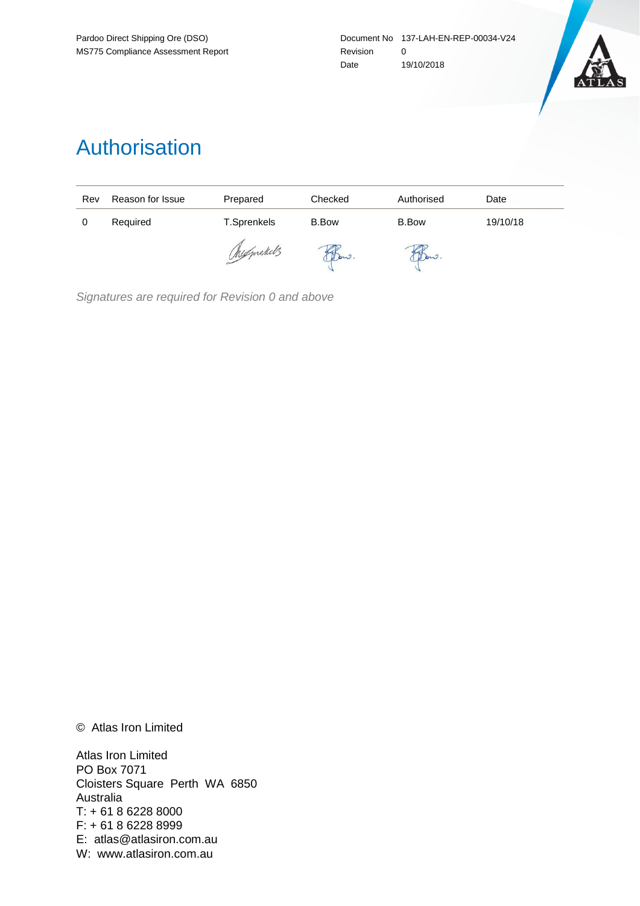# Authorisation

| Rev | Reason for Issue | Prepared | Checked | Authorised | Date |
|---|---|---|---|---|---|
| 0 | Required | T.Sprenkels | B.Bow | B.Bow | 19/10/18 |

*Signatures are required for Revision 0 and above*

© Atlas Iron Limited

Atlas Iron Limited
PO Box 7071
Cloisters Square Perth WA 6850
Australia
T: + 61 8 6228 8000
F: + 61 8 6228 8999
E: atlas@atlasiron.com.au
W: www.atlasiron.com.au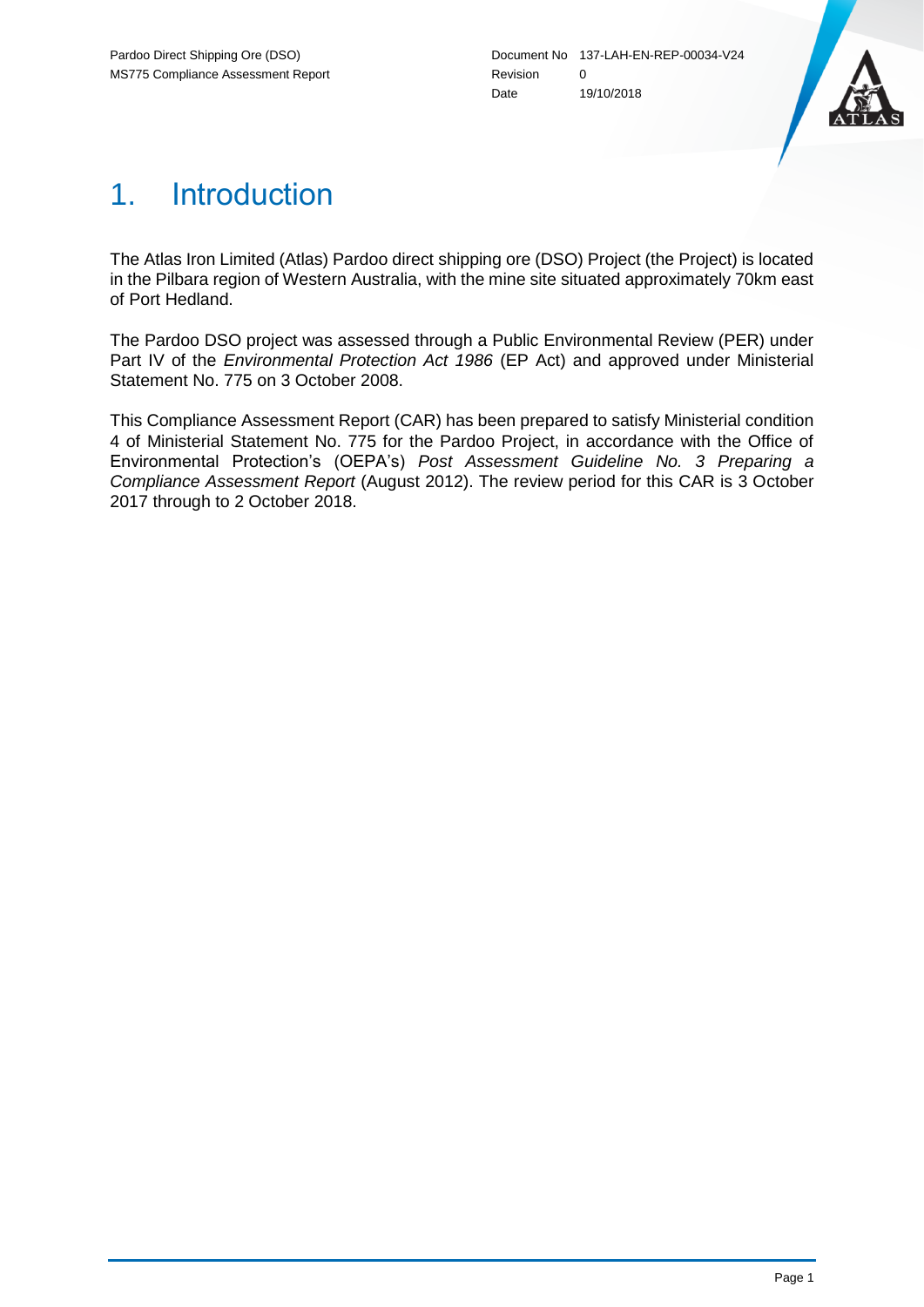# 1. Introduction

The Atlas Iron Limited (Atlas) Pardoo direct shipping ore (DSO) Project (the Project) is located in the Pilbara region of Western Australia, with the mine site situated approximately 70km east of Port Hedland.

The Pardoo DSO project was assessed through a Public Environmental Review (PER) under Part IV of the *Environmental Protection Act 1986* (EP Act) and approved under Ministerial Statement No. 775 on 3 October 2008.

This Compliance Assessment Report (CAR) has been prepared to satisfy Ministerial condition 4 of Ministerial Statement No. 775 for the Pardoo Project, in accordance with the Office of Environmental Protection's (OEPA's) *Post Assessment Guideline No. 3 Preparing a Compliance Assessment Report* (August 2012). The review period for this CAR is 3 October 2017 through to 2 October 2018.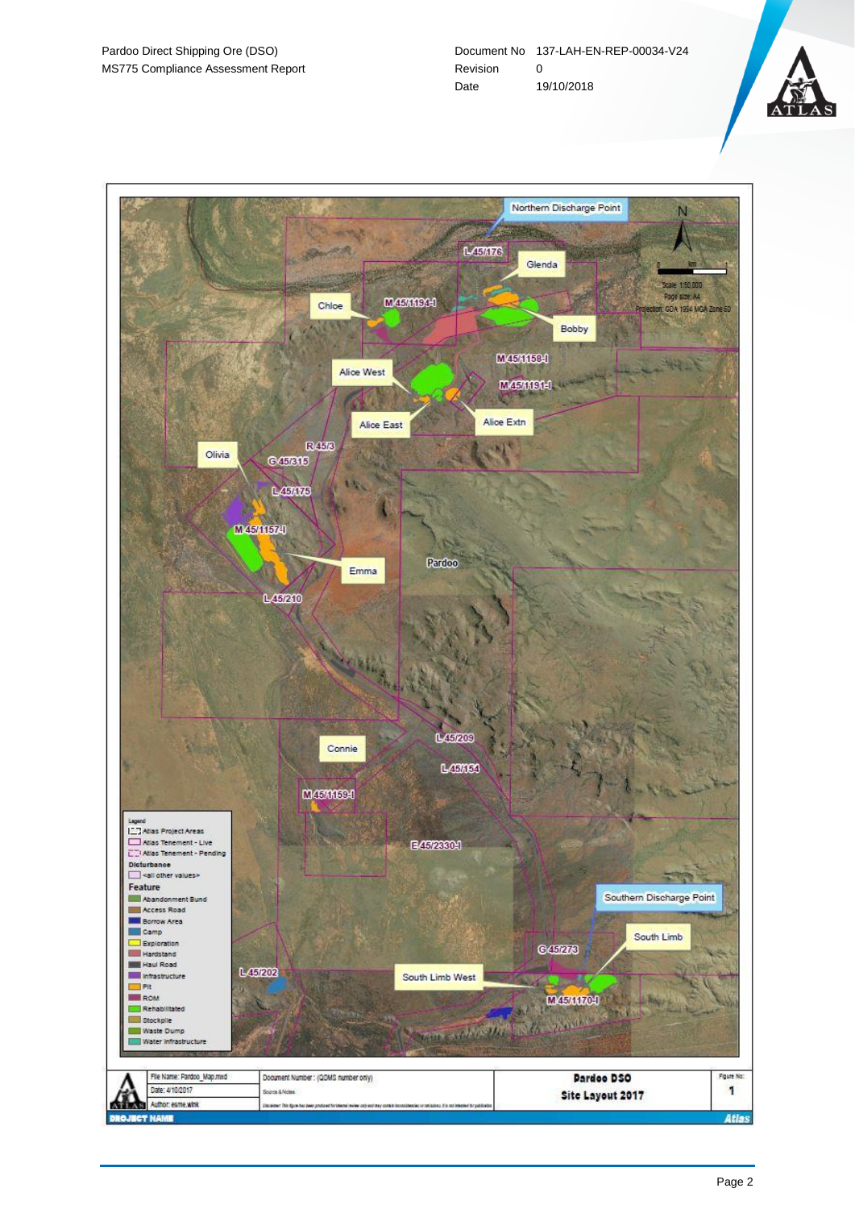Northern Discharge Point

L 45/176

Glenda

Chloe

M 45/1194-I

Bobby

M 45/1158-I

Alice West

M 45/1191-I

Alice East

Alice Extn

R 45/3

Olivia

G 45/315

L 45/175

M 45/1157-I

Emma

Pardoo

L 45/210

L 45/209

Connie

L 45/154

M 45/1159-I

E 45/2330-I

Southern Discharge Point

South Limb

G 45/273

L 45/202

South Limb West

M 45/1170-I

N

Scale 1:50,000
Page size: A4
Projection: GDA 1994 MGA Zone 50

**Legend**

- Atlas Project Areas
- Atlas Tenement - Live
- Atlas Tenement - Pending

**Disturbance**

- <all other values>

**Feature**

- Abandonment Bund
- Access Road
- Borrow Area
- Camp
- Exploration
- Hardstand
- Haul Road
- Infrastructure
- Pit
- ROM
- Rehabilitated
- Stockpile
- Waste Dump
- Water Infrastructure

| File Name: Pardoo_Map.mxd | Document Number: (QDMS number only) | **Pardoo DSO** | Figure No: |
|---|---|---|---|
| Date: 4/10/2017 | Source & Notes: | **Site Layout 2017** | 1 |
| Author: esme.wink | Disclaimer: This figure has been produced for internal review only and may contain inaccuracies or omissions. It is not intended for publication | | |

PROJECT NAME

Atlas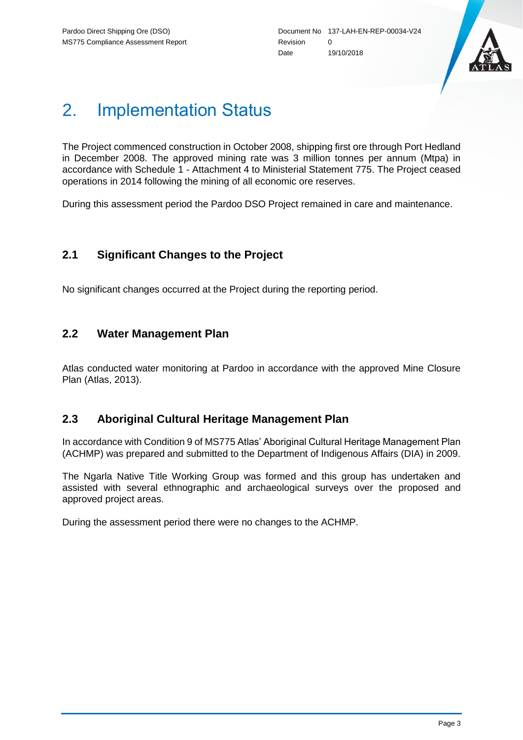# 2. Implementation Status

The Project commenced construction in October 2008, shipping first ore through Port Hedland in December 2008. The approved mining rate was 3 million tonnes per annum (Mtpa) in accordance with Schedule 1 - Attachment 4 to Ministerial Statement 775. The Project ceased operations in 2014 following the mining of all economic ore reserves.

During this assessment period the Pardoo DSO Project remained in care and maintenance.

## 2.1 Significant Changes to the Project

No significant changes occurred at the Project during the reporting period.

## 2.2 Water Management Plan

Atlas conducted water monitoring at Pardoo in accordance with the approved Mine Closure Plan (Atlas, 2013).

## 2.3 Aboriginal Cultural Heritage Management Plan

In accordance with Condition 9 of MS775 Atlas' Aboriginal Cultural Heritage Management Plan (ACHMP) was prepared and submitted to the Department of Indigenous Affairs (DIA) in 2009.

The Ngarla Native Title Working Group was formed and this group has undertaken and assisted with several ethnographic and archaeological surveys over the proposed and approved project areas.

During the assessment period there were no changes to the ACHMP.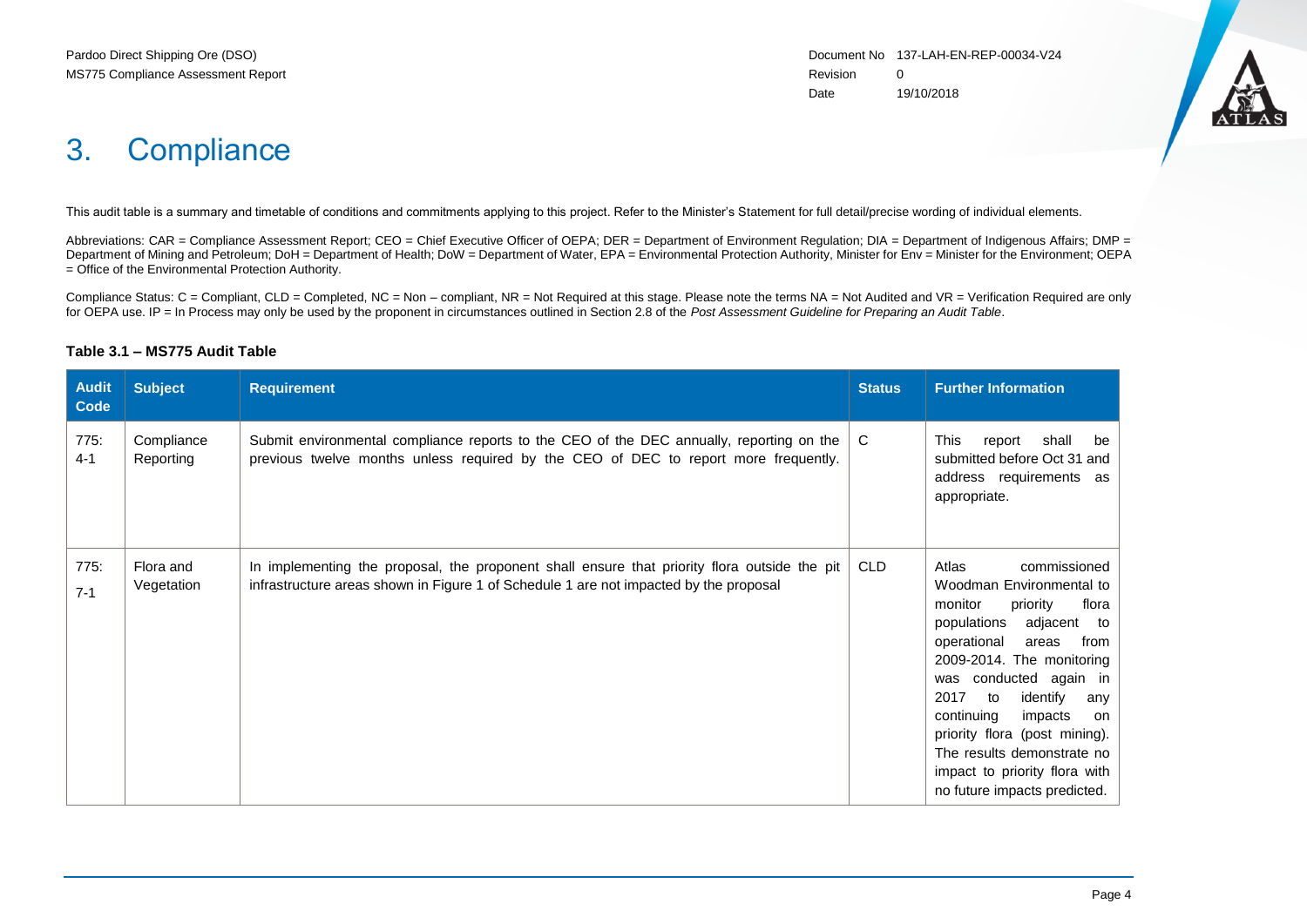# 3. Compliance

This audit table is a summary and timetable of conditions and commitments applying to this project. Refer to the Minister's Statement for full detail/precise wording of individual elements.

Abbreviations: CAR = Compliance Assessment Report; CEO = Chief Executive Officer of OEPA; DER = Department of Environment Regulation; DIA = Department of Indigenous Affairs; DMP = Department of Mining and Petroleum; DoH = Department of Health; DoW = Department of Water, EPA = Environmental Protection Authority, Minister for Env = Minister for the Environment; OEPA = Office of the Environmental Protection Authority.

Compliance Status: C = Compliant, CLD = Completed, NC = Non – compliant, NR = Not Required at this stage. Please note the terms NA = Not Audited and VR = Verification Required are only for OEPA use. IP = In Process may only be used by the proponent in circumstances outlined in Section 2.8 of the *Post Assessment Guideline for Preparing an Audit Table*.

**Table 3.1 – MS775 Audit Table**

| Audit Code | Subject | Requirement | Status | Further Information |
|---|---|---|---|---|
| 775: 4-1 | Compliance Reporting | Submit environmental compliance reports to the CEO of the DEC annually, reporting on the previous twelve months unless required by the CEO of DEC to report more frequently. | C | This report shall be submitted before Oct 31 and address requirements as appropriate. |
| 775: 7-1 | Flora and Vegetation | In implementing the proposal, the proponent shall ensure that priority flora outside the pit infrastructure areas shown in Figure 1 of Schedule 1 are not impacted by the proposal | CLD | Atlas commissioned Woodman Environmental to monitor priority flora populations adjacent to operational areas from 2009-2014. The monitoring was conducted again in 2017 to identify any continuing impacts on priority flora (post mining). The results demonstrate no impact to priority flora with no future impacts predicted. |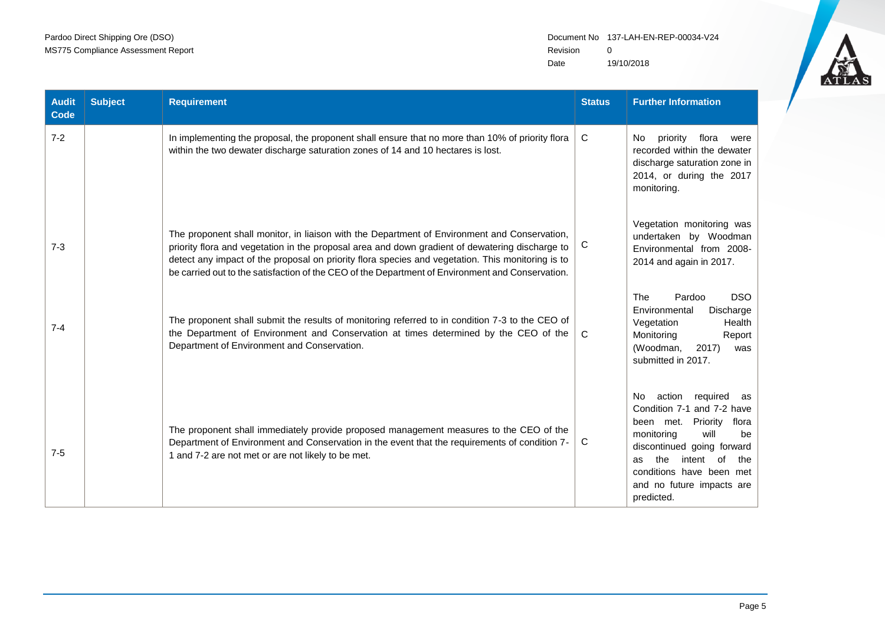| Audit Code | Subject | Requirement | Status | Further Information |
|---|---|---|---|---|
| 7-2 | | In implementing the proposal, the proponent shall ensure that no more than 10% of priority flora within the two dewater discharge saturation zones of 14 and 10 hectares is lost. | C | No priority flora were recorded within the dewater discharge saturation zone in 2014, or during the 2017 monitoring. |
| 7-3 | | The proponent shall monitor, in liaison with the Department of Environment and Conservation, priority flora and vegetation in the proposal area and down gradient of dewatering discharge to detect any impact of the proposal on priority flora species and vegetation. This monitoring is to be carried out to the satisfaction of the CEO of the Department of Environment and Conservation. | C | Vegetation monitoring was undertaken by Woodman Environmental from 2008-2014 and again in 2017. |
| 7-4 | | The proponent shall submit the results of monitoring referred to in condition 7-3 to the CEO of the Department of Environment and Conservation at times determined by the CEO of the Department of Environment and Conservation. | C | The Pardoo DSO Environmental Discharge Vegetation Health Monitoring Report (Woodman, 2017) was submitted in 2017. |
| 7-5 | | The proponent shall immediately provide proposed management measures to the CEO of the Department of Environment and Conservation in the event that the requirements of condition 7-1 and 7-2 are not met or are not likely to be met. | C | No action required as Condition 7-1 and 7-2 have been met. Priority flora monitoring will be discontinued going forward as the intent of the conditions have been met and no future impacts are predicted. |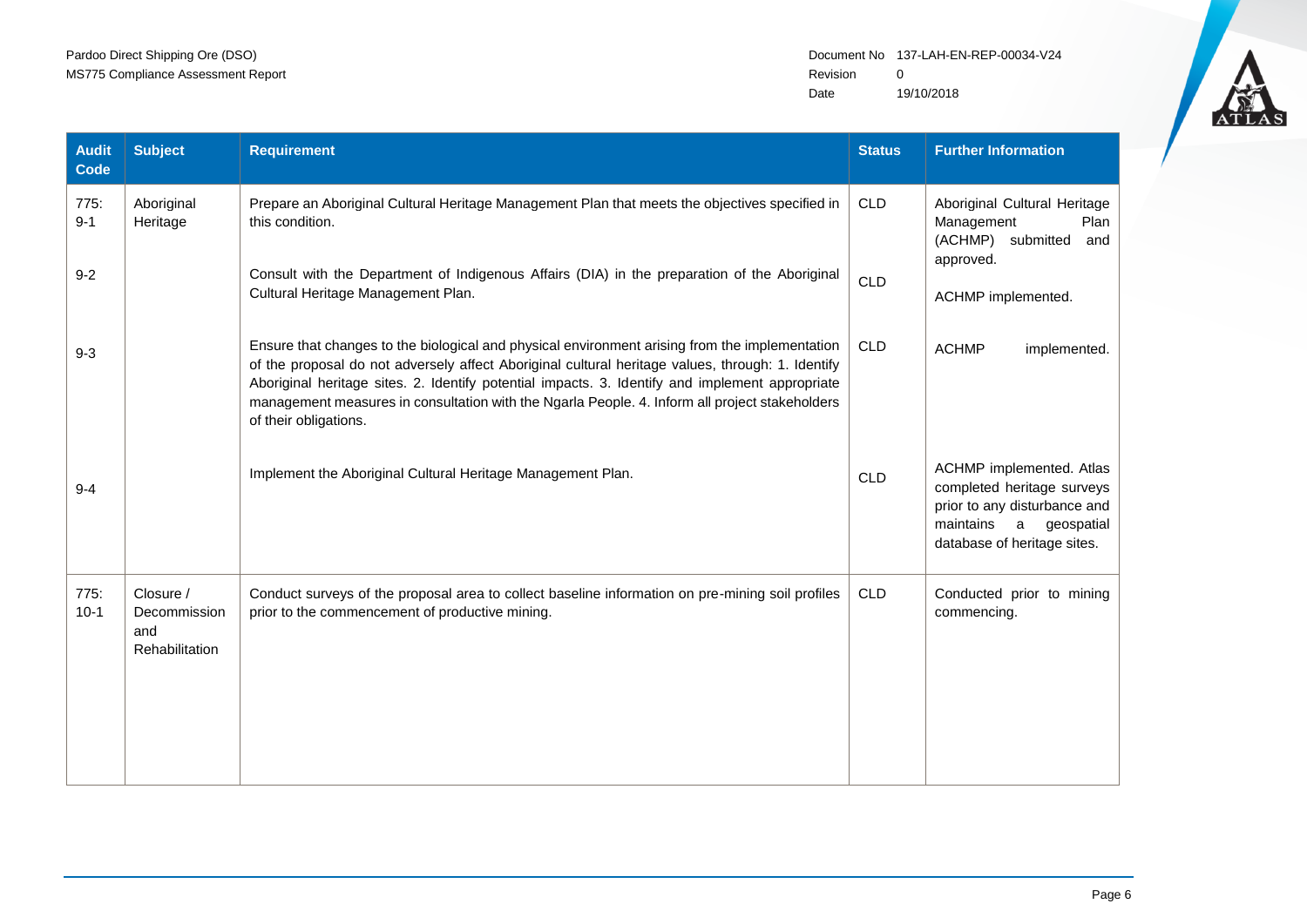| Audit Code | Subject | Requirement | Status | Further Information |
| --- | --- | --- | --- | --- |
| 775: 9-1 | Aboriginal Heritage | Prepare an Aboriginal Cultural Heritage Management Plan that meets the objectives specified in this condition. | CLD | Aboriginal Cultural Heritage Management Plan (ACHMP) submitted and approved. |
| 9-2 | | Consult with the Department of Indigenous Affairs (DIA) in the preparation of the Aboriginal Cultural Heritage Management Plan. | CLD | ACHMP implemented. |
| 9-3 | | Ensure that changes to the biological and physical environment arising from the implementation of the proposal do not adversely affect Aboriginal cultural heritage values, through: 1. Identify Aboriginal heritage sites. 2. Identify potential impacts. 3. Identify and implement appropriate management measures in consultation with the Ngarla People. 4. Inform all project stakeholders of their obligations. | CLD | ACHMP implemented. |
| 9-4 | | Implement the Aboriginal Cultural Heritage Management Plan. | CLD | ACHMP implemented. Atlas completed heritage surveys prior to any disturbance and maintains a geospatial database of heritage sites. |
| 775: 10-1 | Closure / Decommission and Rehabilitation | Conduct surveys of the proposal area to collect baseline information on pre-mining soil profiles prior to the commencement of productive mining. | CLD | Conducted prior to mining commencing. |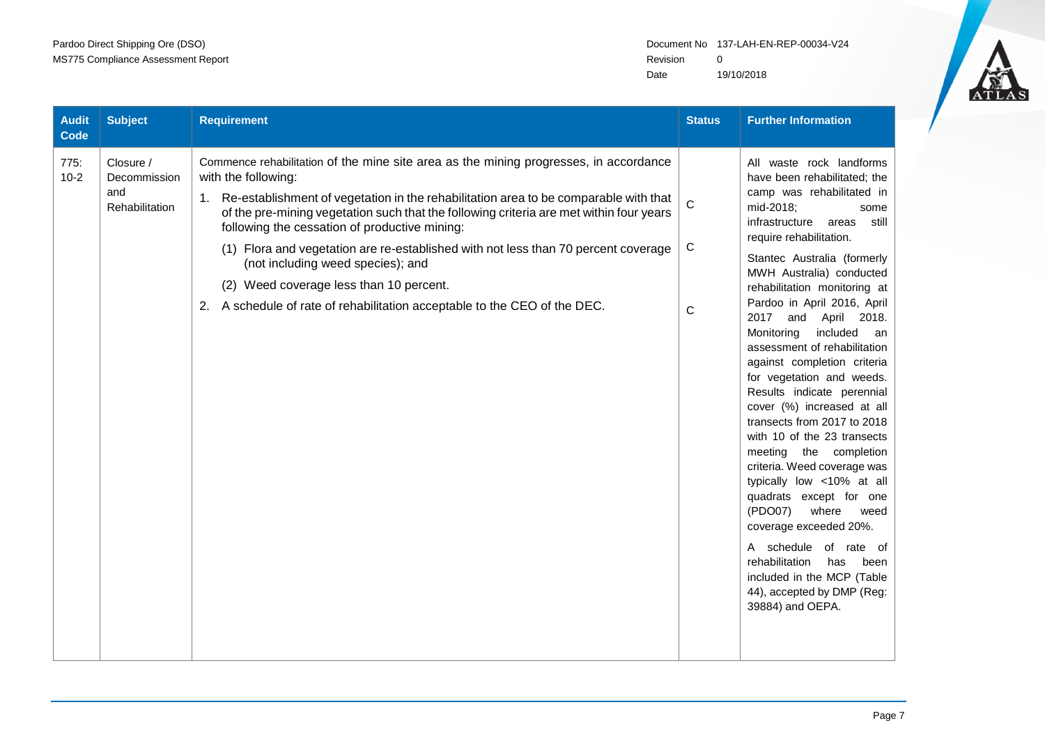| Audit Code | Subject | Requirement | Status | Further Information |
|---|---|---|---|---|
| 775: 10-2 | Closure / Decommission and Rehabilitation | Commence rehabilitation of the mine site area as the mining progresses, in accordance with the following:<br>1. Re-establishment of vegetation in the rehabilitation area to be comparable with that of the pre-mining vegetation such that the following criteria are met within four years following the cessation of productive mining: | C | All waste rock landforms have been rehabilitated; the camp was rehabilitated in mid-2018; some infrastructure areas still require rehabilitation.<br>Stantec Australia (formerly MWH Australia) conducted rehabilitation monitoring at Pardoo in April 2016, April 2017 and April 2018. Monitoring included an assessment of rehabilitation against completion criteria for vegetation and weeds. Results indicate perennial cover (%) increased at all transects from 2017 to 2018 with 10 of the 23 transects meeting the completion criteria. Weed coverage was typically low <10% at all quadrats except for one (PDO07) where weed coverage exceeded 20%.<br>A schedule of rate of rehabilitation has been included in the MCP (Table 44), accepted by DMP (Reg: 39884) and OEPA. |
| | | (1) Flora and vegetation are re-established with not less than 70 percent coverage (not including weed species); and<br>(2) Weed coverage less than 10 percent. | C | |
| | | 2. A schedule of rate of rehabilitation acceptable to the CEO of the DEC. | C | |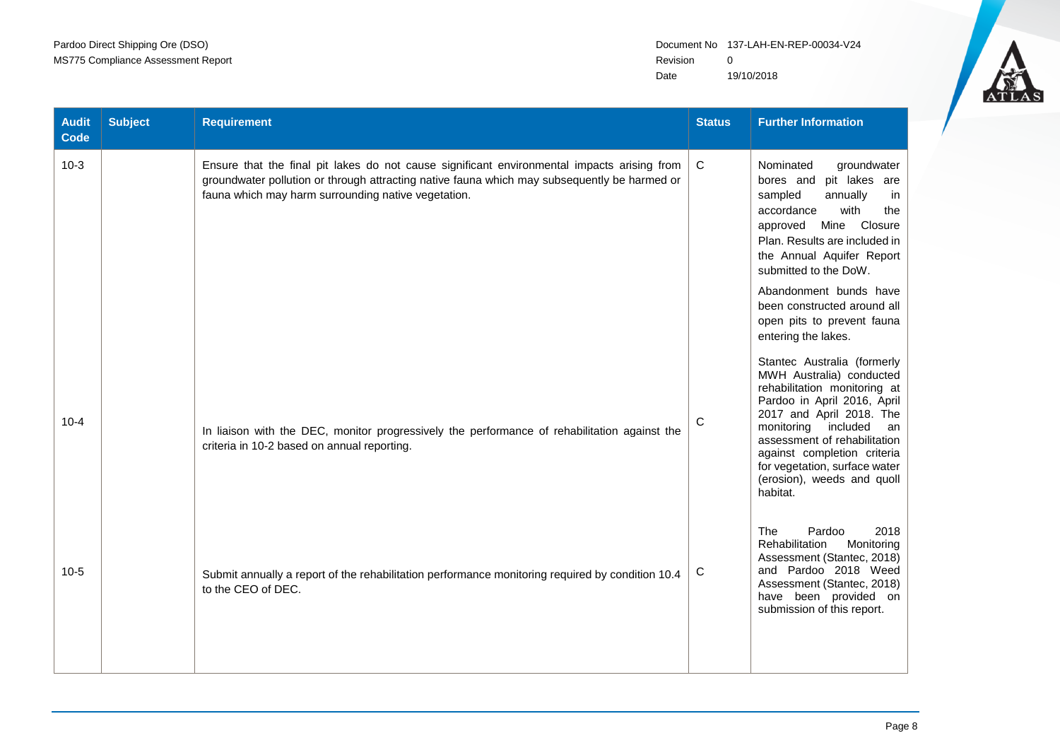| Audit Code | Subject | Requirement | Status | Further Information |
|---|---|---|---|---|
| 10-3 | | Ensure that the final pit lakes do not cause significant environmental impacts arising from groundwater pollution or through attracting native fauna which may subsequently be harmed or fauna which may harm surrounding native vegetation. | C | Nominated groundwater bores and pit lakes are sampled annually in accordance with the approved Mine Closure Plan. Results are included in the Annual Aquifer Report submitted to the DoW. Abandonment bunds have been constructed around all open pits to prevent fauna entering the lakes. |
| 10-4 | | In liaison with the DEC, monitor progressively the performance of rehabilitation against the criteria in 10-2 based on annual reporting. | C | Stantec Australia (formerly MWH Australia) conducted rehabilitation monitoring at Pardoo in April 2016, April 2017 and April 2018. The monitoring included an assessment of rehabilitation against completion criteria for vegetation, surface water (erosion), weeds and quoll habitat. |
| 10-5 | | Submit annually a report of the rehabilitation performance monitoring required by condition 10.4 to the CEO of DEC. | C | The Pardoo 2018 Rehabilitation Monitoring Assessment (Stantec, 2018) and Pardoo 2018 Weed Assessment (Stantec, 2018) have been provided on submission of this report. |